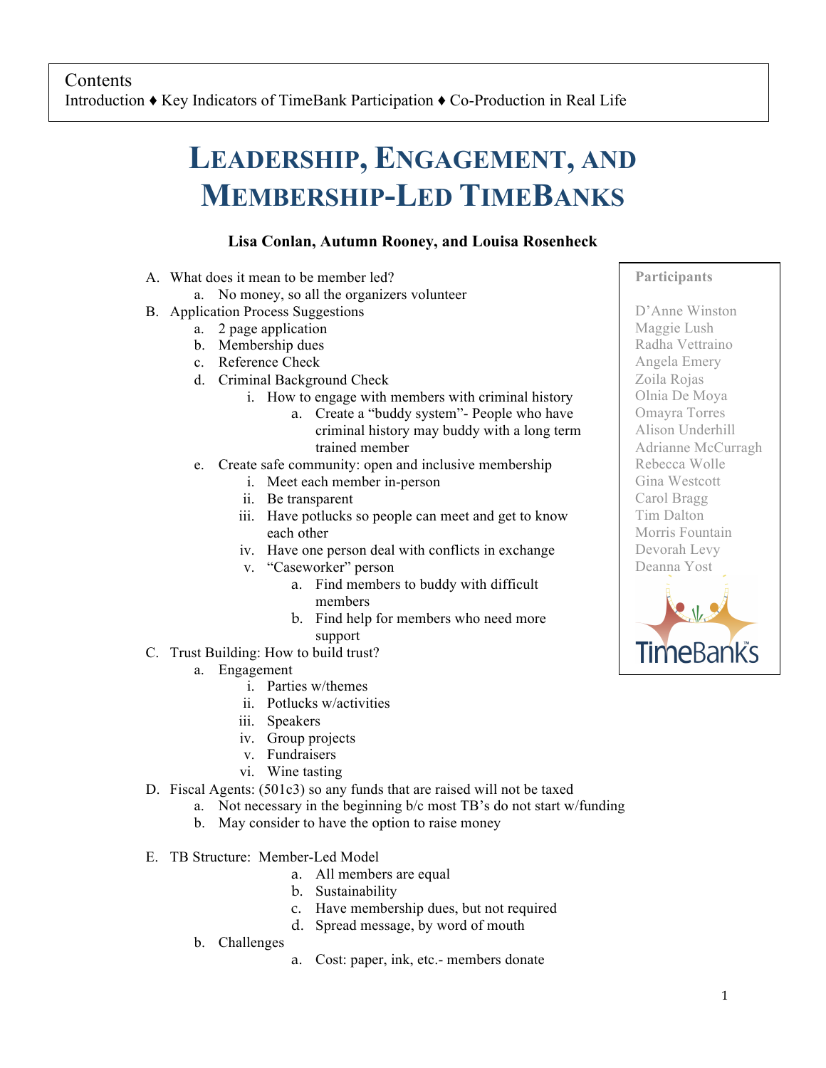Contents
Introduction ♦ Key Indicators of TimeBank Participation ♦ Co-Production in Real Life

# Leadership, Engagement, and Membership-Led TimeBanks

**Lisa Conlan, Autumn Rooney, and Louisa Rosenheck**

**Participants**

D'Anne Winston
Maggie Lush
Radha Vettraino
Angela Emery
Zoila Rojas
Olnia De Moya
Omayra Torres
Alison Underhill
Adrianne McCurragh
Rebecca Wolle
Gina Westcott
Carol Bragg
Tim Dalton
Morris Fountain
Devorah Levy
Deanna Yost

A. What does it mean to be member led?
   a. No money, so all the organizers volunteer
B. Application Process Suggestions
   a. 2 page application
   b. Membership dues
   c. Reference Check
   d. Criminal Background Check
      i. How to engage with members with criminal history
         a. Create a "buddy system"- People who have criminal history may buddy with a long term trained member
   e. Create safe community: open and inclusive membership
      i. Meet each member in-person
      ii. Be transparent
      iii. Have potlucks so people can meet and get to know each other
      iv. Have one person deal with conflicts in exchange
      v. "Caseworker" person
         a. Find members to buddy with difficult members
         b. Find help for members who need more support
C. Trust Building: How to build trust?
   a. Engagement
      i. Parties w/themes
      ii. Potlucks w/activities
      iii. Speakers
      iv. Group projects
      v. Fundraisers
      vi. Wine tasting
D. Fiscal Agents: (501c3) so any funds that are raised will not be taxed
   a. Not necessary in the beginning b/c most TB's do not start w/funding
   b. May consider to have the option to raise money

E. TB Structure: Member-Led Model
   a. All members are equal
   b. Sustainability
   c. Have membership dues, but not required
   d. Spread message, by word of mouth
   
   b. Challenges
      a. Cost: paper, ink, etc.- members donate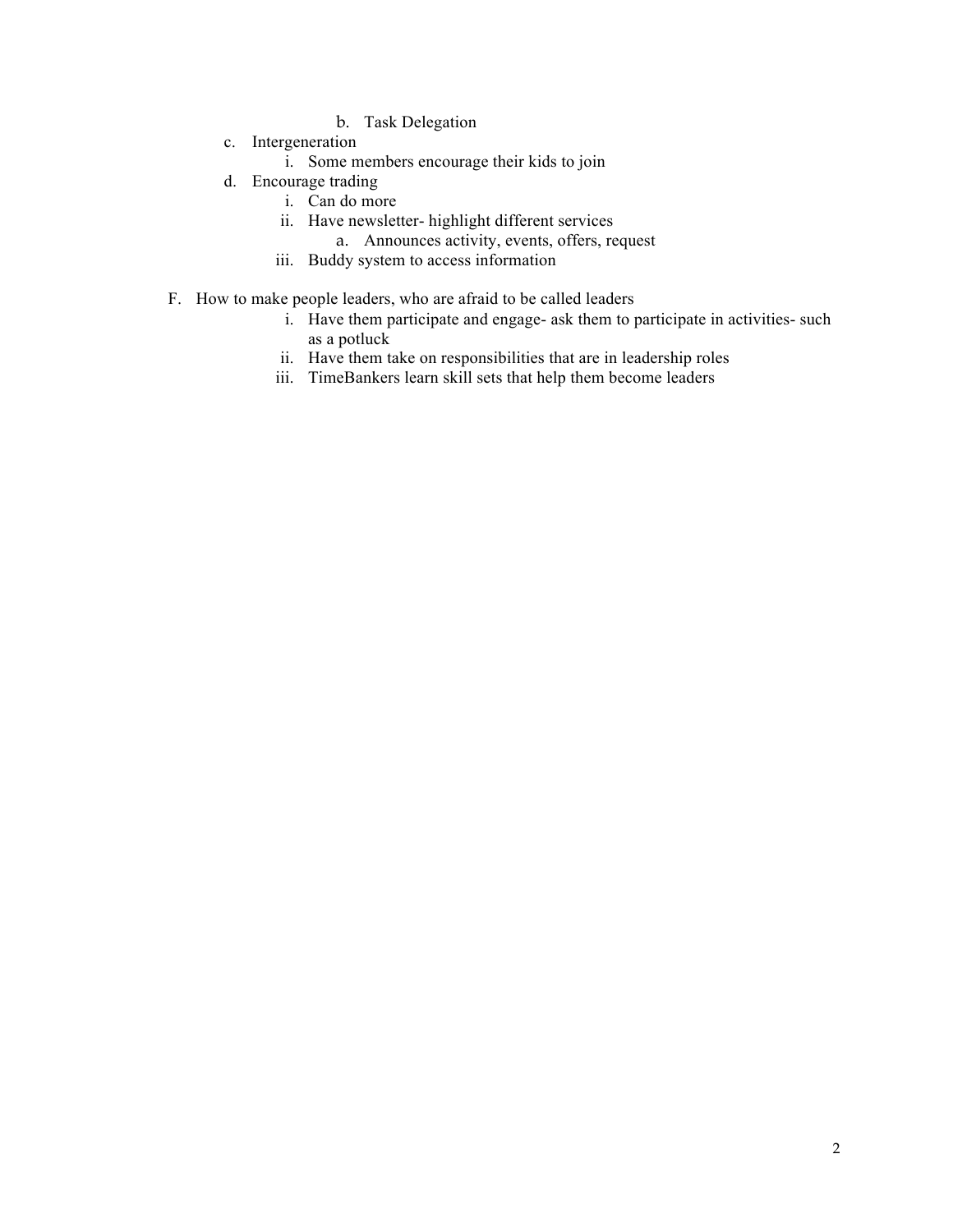b. Task Delegation

- c. Intergeneration
    - i. Some members encourage their kids to join
- d. Encourage trading
    - i. Can do more
    - ii. Have newsletter- highlight different services
        - a. Announces activity, events, offers, request
    - iii. Buddy system to access information

F. How to make people leaders, who are afraid to be called leaders

- i. Have them participate and engage- ask them to participate in activities- such as a potluck
- ii. Have them take on responsibilities that are in leadership roles
- iii. TimeBankers learn skill sets that help them become leaders